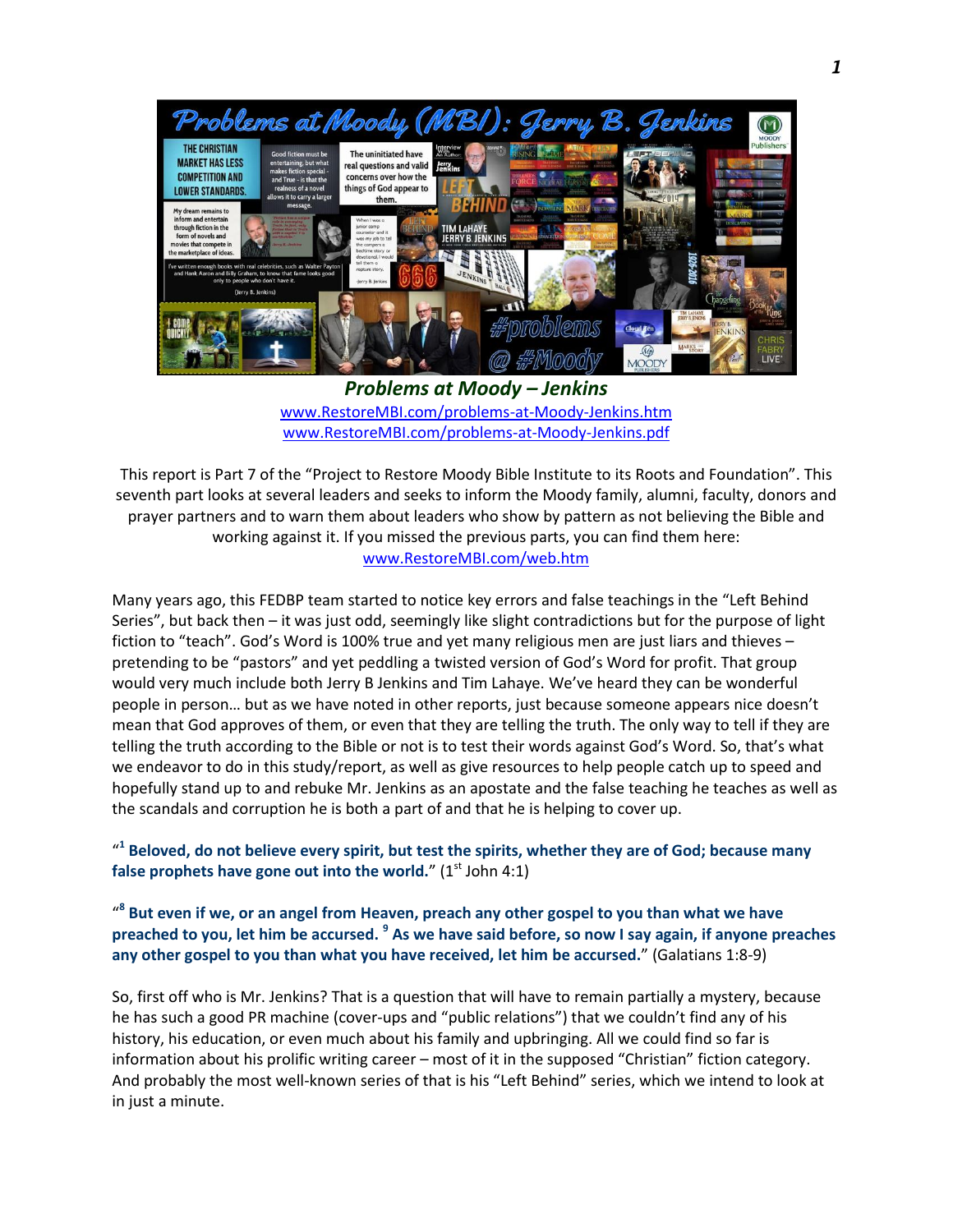## Problems at Moody – Jenkins

www.RestoreMBI.com/problems-at-Moody-Jenkins.htm
www.RestoreMBI.com/problems-at-Moody-Jenkins.pdf

This report is Part 7 of the "Project to Restore Moody Bible Institute to its Roots and Foundation". This seventh part looks at several leaders and seeks to inform the Moody family, alumni, faculty, donors and prayer partners and to warn them about leaders who show by pattern as not believing the Bible and working against it. If you missed the previous parts, you can find them here: www.RestoreMBI.com/web.htm

Many years ago, this FEDBP team started to notice key errors and false teachings in the "Left Behind Series", but back then – it was just odd, seemingly like slight contradictions but for the purpose of light fiction to "teach". God's Word is 100% true and yet many religious men are just liars and thieves – pretending to be "pastors" and yet peddling a twisted version of God's Word for profit. That group would very much include both Jerry B Jenkins and Tim Lahaye. We've heard they can be wonderful people in person… but as we have noted in other reports, just because someone appears nice doesn't mean that God approves of them, or even that they are telling the truth. The only way to tell if they are telling the truth according to the Bible or not is to test their words against God's Word. So, that's what we endeavor to do in this study/report, as well as give resources to help people catch up to speed and hopefully stand up to and rebuke Mr. Jenkins as an apostate and the false teaching he teaches as well as the scandals and corruption he is both a part of and that he is helping to cover up.

"[1] **Beloved, do not believe every spirit, but test the spirits, whether they are of God; because many false prophets have gone out into the world.**" (1st John 4:1)

"[8] **But even if we, or an angel from Heaven, preach any other gospel to you than what we have preached to you, let him be accursed.** [9] **As we have said before, so now I say again, if anyone preaches any other gospel to you than what you have received, let him be accursed.**" (Galatians 1:8-9)

So, first off who is Mr. Jenkins? That is a question that will have to remain partially a mystery, because he has such a good PR machine (cover-ups and "public relations") that we couldn't find any of his history, his education, or even much about his family and upbringing. All we could find so far is information about his prolific writing career – most of it in the supposed "Christian" fiction category. And probably the most well-known series of that is his "Left Behind" series, which we intend to look at in just a minute.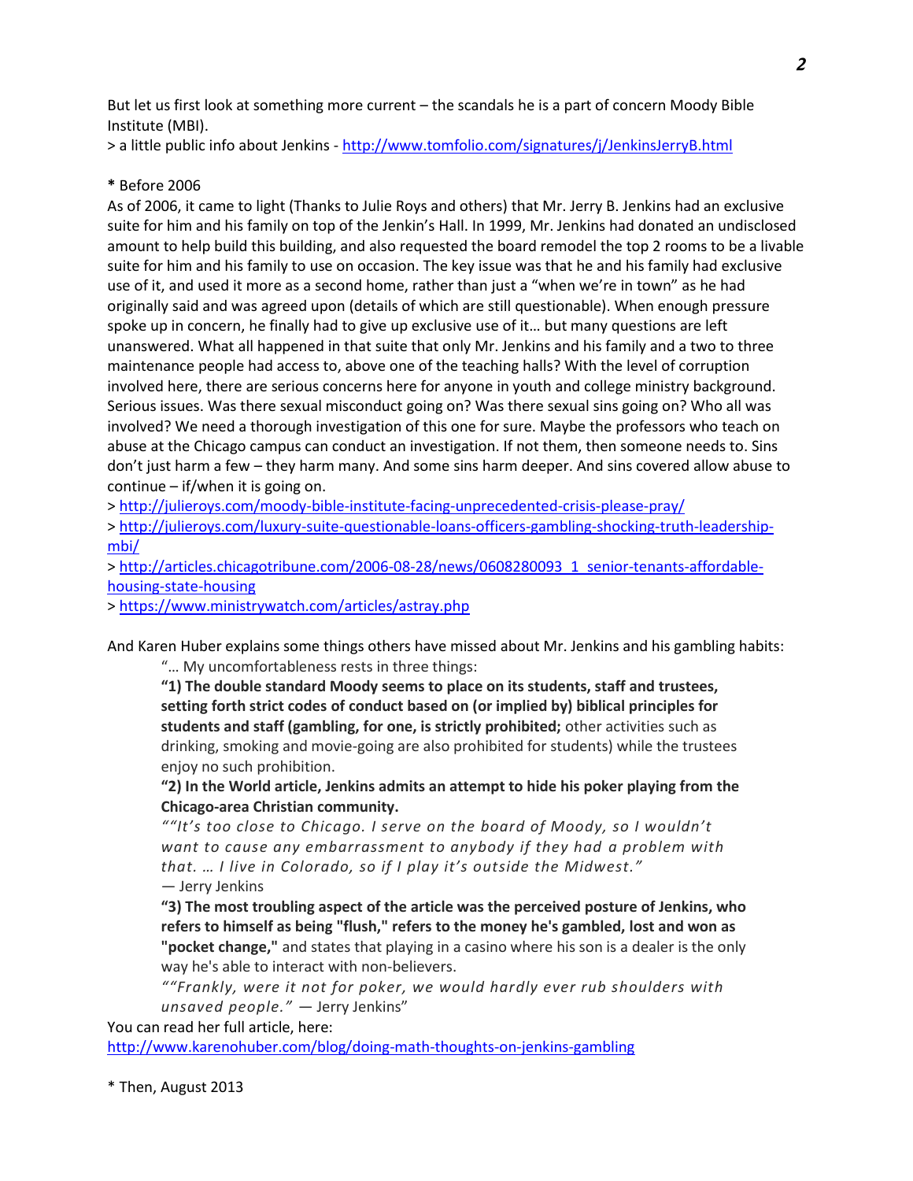But let us first look at something more current – the scandals he is a part of concern Moody Bible Institute (MBI).
> a little public info about Jenkins - http://www.tomfolio.com/signatures/j/JenkinsJerryB.html

* Before 2006
As of 2006, it came to light (Thanks to Julie Roys and others) that Mr. Jerry B. Jenkins had an exclusive suite for him and his family on top of the Jenkin's Hall. In 1999, Mr. Jenkins had donated an undisclosed amount to help build this building, and also requested the board remodel the top 2 rooms to be a livable suite for him and his family to use on occasion. The key issue was that he and his family had exclusive use of it, and used it more as a second home, rather than just a "when we're in town" as he had originally said and was agreed upon (details of which are still questionable). When enough pressure spoke up in concern, he finally had to give up exclusive use of it… but many questions are left unanswered. What all happened in that suite that only Mr. Jenkins and his family and a two to three maintenance people had access to, above one of the teaching halls? With the level of corruption involved here, there are serious concerns here for anyone in youth and college ministry background. Serious issues. Was there sexual misconduct going on? Was there sexual sins going on? Who all was involved? We need a thorough investigation of this one for sure. Maybe the professors who teach on abuse at the Chicago campus can conduct an investigation. If not them, then someone needs to. Sins don't just harm a few – they harm many. And some sins harm deeper. And sins covered allow abuse to continue – if/when it is going on.
> http://julieroys.com/moody-bible-institute-facing-unprecedented-crisis-please-pray/
> http://julieroys.com/luxury-suite-questionable-loans-officers-gambling-shocking-truth-leadership-mbi/
> http://articles.chicagotribune.com/2006-08-28/news/0608280093_1_senior-tenants-affordable-housing-state-housing
> https://www.ministrywatch.com/articles/astray.php

And Karen Huber explains some things others have missed about Mr. Jenkins and his gambling habits:

> "… My uncomfortableness rests in three things:
> **"1) The double standard Moody seems to place on its students, staff and trustees, setting forth strict codes of conduct based on (or implied by) biblical principles for students and staff (gambling, for one, is strictly prohibited;** other activities such as drinking, smoking and movie-going are also prohibited for students) while the trustees enjoy no such prohibition.
> **"2) In the World article, Jenkins admits an attempt to hide his poker playing from the Chicago-area Christian community.**
> *""It's too close to Chicago. I serve on the board of Moody, so I wouldn't want to cause any embarrassment to anybody if they had a problem with that. … I live in Colorado, so if I play it's outside the Midwest."*
> — Jerry Jenkins
> **"3) The most troubling aspect of the article was the perceived posture of Jenkins, who refers to himself as being "flush," refers to the money he's gambled, lost and won as "pocket change,"** and states that playing in a casino where his son is a dealer is the only way he's able to interact with non-believers.
> *""Frankly, were it not for poker, we would hardly ever rub shoulders with unsaved people."* — Jerry Jenkins"

You can read her full article, here:
http://www.karenohuber.com/blog/doing-math-thoughts-on-jenkins-gambling

* Then, August 2013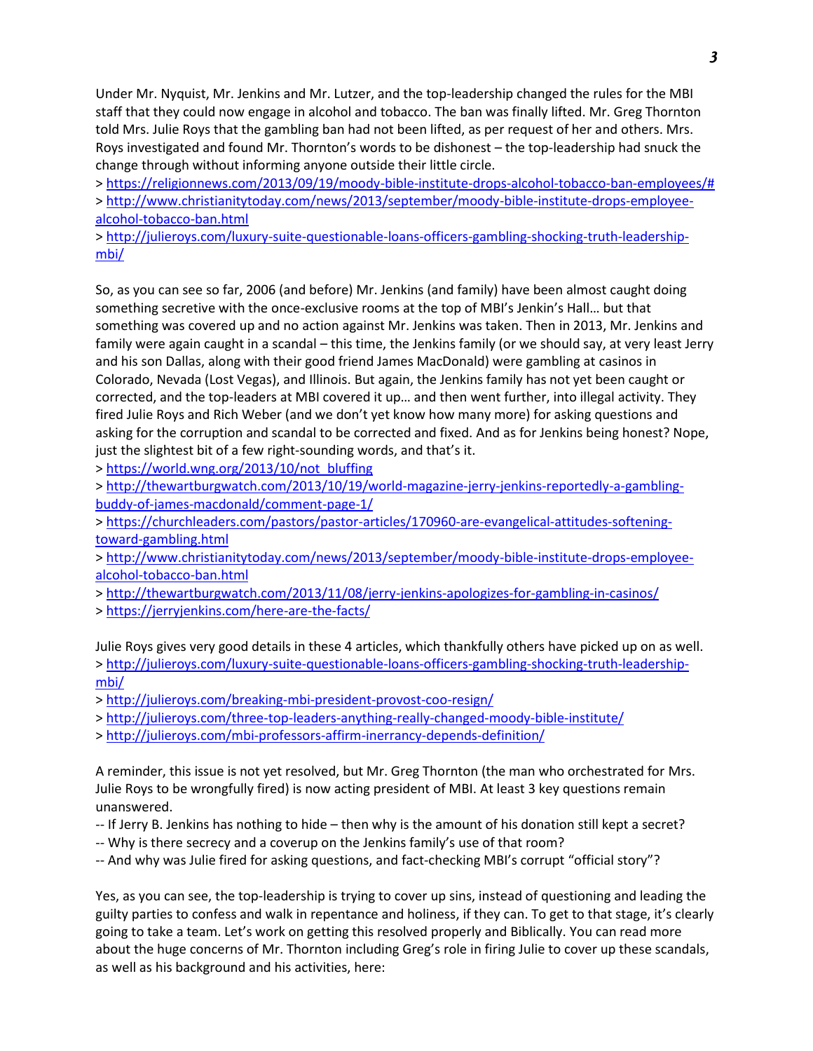Under Mr. Nyquist, Mr. Jenkins and Mr. Lutzer, and the top-leadership changed the rules for the MBI staff that they could now engage in alcohol and tobacco. The ban was finally lifted. Mr. Greg Thornton told Mrs. Julie Roys that the gambling ban had not been lifted, as per request of her and others. Mrs. Roys investigated and found Mr. Thornton's words to be dishonest – the top-leadership had snuck the change through without informing anyone outside their little circle.

> https://religionnews.com/2013/09/19/moody-bible-institute-drops-alcohol-tobacco-ban-employees/#
> http://www.christianitytoday.com/news/2013/september/moody-bible-institute-drops-employee-alcohol-tobacco-ban.html
> http://julieroys.com/luxury-suite-questionable-loans-officers-gambling-shocking-truth-leadership-mbi/

So, as you can see so far, 2006 (and before) Mr. Jenkins (and family) have been almost caught doing something secretive with the once-exclusive rooms at the top of MBI's Jenkin's Hall… but that something was covered up and no action against Mr. Jenkins was taken. Then in 2013, Mr. Jenkins and family were again caught in a scandal – this time, the Jenkins family (or we should say, at very least Jerry and his son Dallas, along with their good friend James MacDonald) were gambling at casinos in Colorado, Nevada (Lost Vegas), and Illinois. But again, the Jenkins family has not yet been caught or corrected, and the top-leaders at MBI covered it up… and then went further, into illegal activity. They fired Julie Roys and Rich Weber (and we don't yet know how many more) for asking questions and asking for the corruption and scandal to be corrected and fixed. And as for Jenkins being honest? Nope, just the slightest bit of a few right-sounding words, and that's it.

> https://world.wng.org/2013/10/not_bluffing
> http://thewartburgwatch.com/2013/10/19/world-magazine-jerry-jenkins-reportedly-a-gambling-buddy-of-james-macdonald/comment-page-1/
> https://churchleaders.com/pastors/pastor-articles/170960-are-evangelical-attitudes-softening-toward-gambling.html
> http://www.christianitytoday.com/news/2013/september/moody-bible-institute-drops-employee-alcohol-tobacco-ban.html
> http://thewartburgwatch.com/2013/11/08/jerry-jenkins-apologizes-for-gambling-in-casinos/
> https://jerryjenkins.com/here-are-the-facts/

Julie Roys gives very good details in these 4 articles, which thankfully others have picked up on as well.

> http://julieroys.com/luxury-suite-questionable-loans-officers-gambling-shocking-truth-leadership-mbi/
> http://julieroys.com/breaking-mbi-president-provost-coo-resign/
> http://julieroys.com/three-top-leaders-anything-really-changed-moody-bible-institute/
> http://julieroys.com/mbi-professors-affirm-inerrancy-depends-definition/

A reminder, this issue is not yet resolved, but Mr. Greg Thornton (the man who orchestrated for Mrs. Julie Roys to be wrongfully fired) is now acting president of MBI. At least 3 key questions remain unanswered.

-- If Jerry B. Jenkins has nothing to hide – then why is the amount of his donation still kept a secret?
-- Why is there secrecy and a coverup on the Jenkins family's use of that room?
-- And why was Julie fired for asking questions, and fact-checking MBI's corrupt "official story"?

Yes, as you can see, the top-leadership is trying to cover up sins, instead of questioning and leading the guilty parties to confess and walk in repentance and holiness, if they can. To get to that stage, it's clearly going to take a team. Let's work on getting this resolved properly and Biblically. You can read more about the huge concerns of Mr. Thornton including Greg's role in firing Julie to cover up these scandals, as well as his background and his activities, here: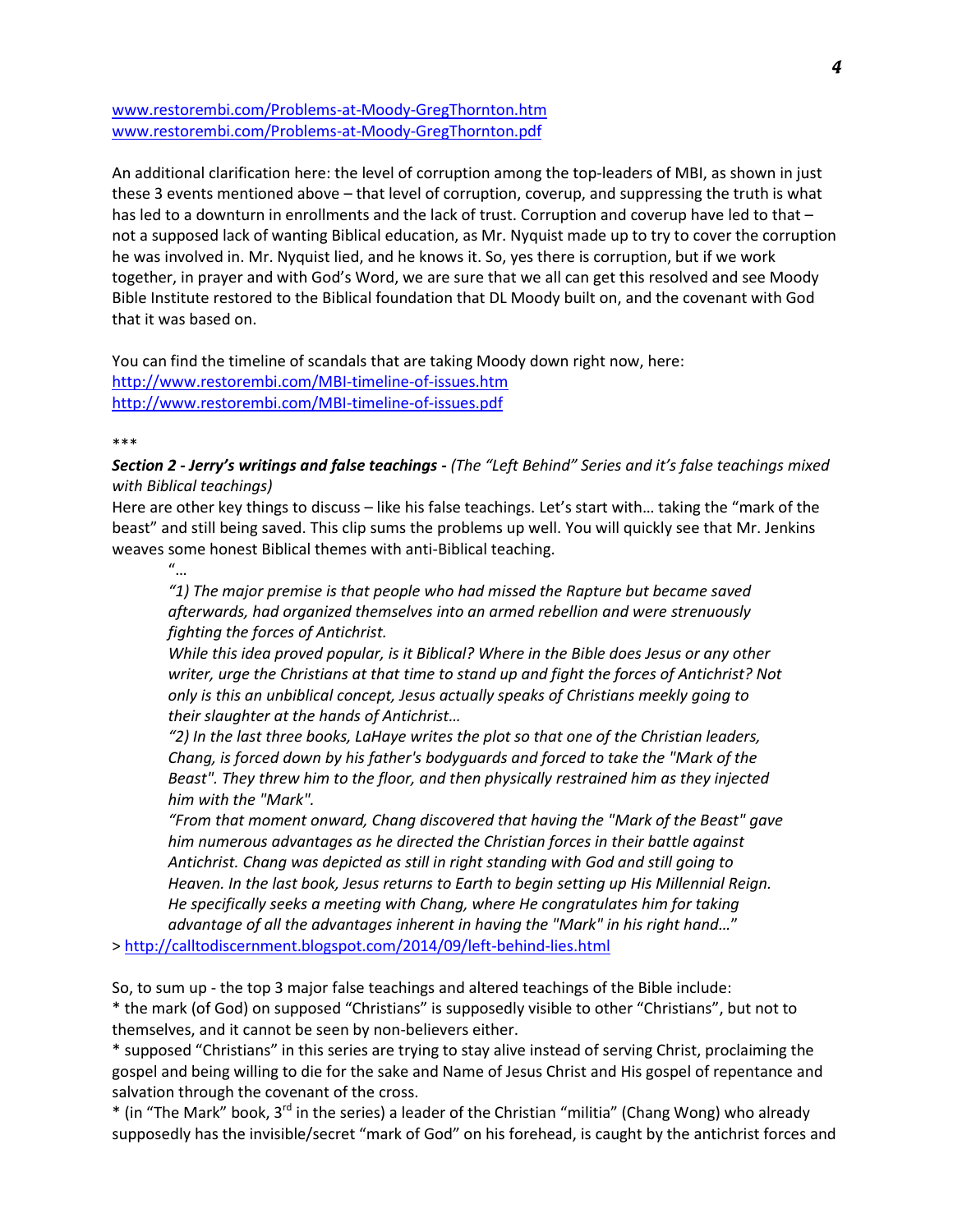www.restorembi.com/Problems-at-Moody-GregThornton.htm
www.restorembi.com/Problems-at-Moody-GregThornton.pdf

An additional clarification here: the level of corruption among the top-leaders of MBI, as shown in just these 3 events mentioned above – that level of corruption, coverup, and suppressing the truth is what has led to a downturn in enrollments and the lack of trust. Corruption and coverup have led to that – not a supposed lack of wanting Biblical education, as Mr. Nyquist made up to try to cover the corruption he was involved in. Mr. Nyquist lied, and he knows it. So, yes there is corruption, but if we work together, in prayer and with God's Word, we are sure that we all can get this resolved and see Moody Bible Institute restored to the Biblical foundation that DL Moody built on, and the covenant with God that it was based on.

You can find the timeline of scandals that are taking Moody down right now, here:
http://www.restorembi.com/MBI-timeline-of-issues.htm
http://www.restorembi.com/MBI-timeline-of-issues.pdf

***

***Section 2 - Jerry's writings and false teachings -*** *(The "Left Behind" Series and it's false teachings mixed with Biblical teachings)*

Here are other key things to discuss – like his false teachings. Let's start with… taking the "mark of the beast" and still being saved. This clip sums the problems up well. You will quickly see that Mr. Jenkins weaves some honest Biblical themes with anti-Biblical teaching.

> "…
> *"1) The major premise is that people who had missed the Rapture but became saved afterwards, had organized themselves into an armed rebellion and were strenuously fighting the forces of Antichrist.*
> *While this idea proved popular, is it Biblical? Where in the Bible does Jesus or any other writer, urge the Christians at that time to stand up and fight the forces of Antichrist? Not only is this an unbiblical concept, Jesus actually speaks of Christians meekly going to their slaughter at the hands of Antichrist…*
> *"2) In the last three books, LaHaye writes the plot so that one of the Christian leaders, Chang, is forced down by his father's bodyguards and forced to take the "Mark of the Beast". They threw him to the floor, and then physically restrained him as they injected him with the "Mark".*
> *"From that moment onward, Chang discovered that having the "Mark of the Beast" gave him numerous advantages as he directed the Christian forces in their battle against Antichrist. Chang was depicted as still in right standing with God and still going to Heaven. In the last book, Jesus returns to Earth to begin setting up His Millennial Reign. He specifically seeks a meeting with Chang, where He congratulates him for taking advantage of all the advantages inherent in having the "Mark" in his right hand…"*

> http://calltodiscernment.blogspot.com/2014/09/left-behind-lies.html

So, to sum up - the top 3 major false teachings and altered teachings of the Bible include:

* the mark (of God) on supposed "Christians" is supposedly visible to other "Christians", but not to themselves, and it cannot be seen by non-believers either.
* supposed "Christians" in this series are trying to stay alive instead of serving Christ, proclaiming the gospel and being willing to die for the sake and Name of Jesus Christ and His gospel of repentance and salvation through the covenant of the cross.
* (in "The Mark" book, 3rd in the series) a leader of the Christian "militia" (Chang Wong) who already supposedly has the invisible/secret "mark of God" on his forehead, is caught by the antichrist forces and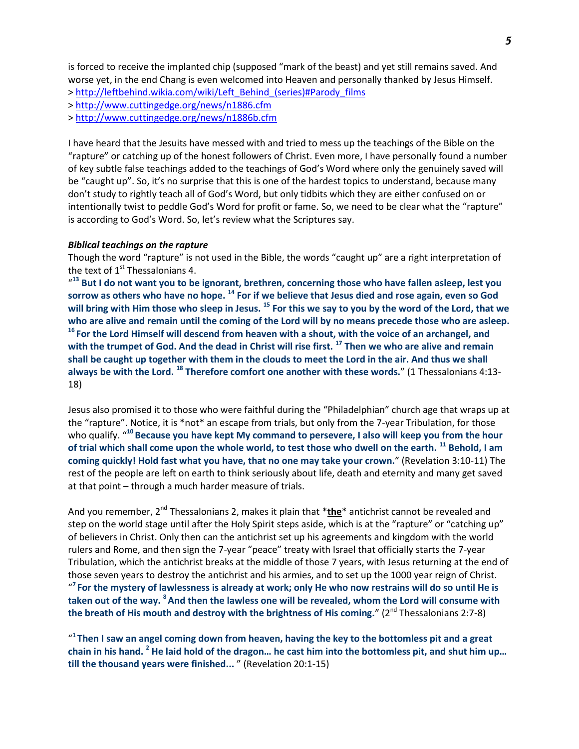is forced to receive the implanted chip (supposed "mark of the beast) and yet still remains saved. And worse yet, in the end Chang is even welcomed into Heaven and personally thanked by Jesus Himself.
> http://leftbehind.wikia.com/wiki/Left_Behind_(series)#Parody_films
> http://www.cuttingedge.org/news/n1886.cfm
> http://www.cuttingedge.org/news/n1886b.cfm

I have heard that the Jesuits have messed with and tried to mess up the teachings of the Bible on the "rapture" or catching up of the honest followers of Christ. Even more, I have personally found a number of key subtle false teachings added to the teachings of God's Word where only the genuinely saved will be "caught up". So, it's no surprise that this is one of the hardest topics to understand, because many don't study to rightly teach all of God's Word, but only tidbits which they are either confused on or intentionally twist to peddle God's Word for profit or fame. So, we need to be clear what the "rapture" is according to God's Word. So, let's review what the Scriptures say.

***Biblical teachings on the rapture***
Though the word "rapture" is not used in the Bible, the words "caught up" are a right interpretation of the text of 1st Thessalonians 4.
"**13 But I do not want you to be ignorant, brethren, concerning those who have fallen asleep, lest you sorrow as others who have no hope. 14 For if we believe that Jesus died and rose again, even so God will bring with Him those who sleep in Jesus. 15 For this we say to you by the word of the Lord, that we who are alive and remain until the coming of the Lord will by no means precede those who are asleep. 16 For the Lord Himself will descend from heaven with a shout, with the voice of an archangel, and with the trumpet of God. And the dead in Christ will rise first. 17 Then we who are alive and remain shall be caught up together with them in the clouds to meet the Lord in the air. And thus we shall always be with the Lord. 18 Therefore comfort one another with these words.**" (1 Thessalonians 4:13-18)

Jesus also promised it to those who were faithful during the "Philadelphian" church age that wraps up at the "rapture". Notice, it is *not* an escape from trials, but only from the 7-year Tribulation, for those who qualify. "**10 Because you have kept My command to persevere, I also will keep you from the hour of trial which shall come upon the whole world, to test those who dwell on the earth. 11 Behold, I am coming quickly! Hold fast what you have, that no one may take your crown.**" (Revelation 3:10-11) The rest of the people are left on earth to think seriously about life, death and eternity and many get saved at that point – through a much harder measure of trials.

And you remember, 2nd Thessalonians 2, makes it plain that ***the*** antichrist cannot be revealed and step on the world stage until after the Holy Spirit steps aside, which is at the "rapture" or "catching up" of believers in Christ. Only then can the antichrist set up his agreements and kingdom with the world rulers and Rome, and then sign the 7-year "peace" treaty with Israel that officially starts the 7-year Tribulation, which the antichrist breaks at the middle of those 7 years, with Jesus returning at the end of those seven years to destroy the antichrist and his armies, and to set up the 1000 year reign of Christ.
"**7 For the mystery of lawlessness is already at work; only He who now restrains will do so until He is taken out of the way. 8 And then the lawless one will be revealed, whom the Lord will consume with the breath of His mouth and destroy with the brightness of His coming.**" (2nd Thessalonians 2:7-8)

"**1 Then I saw an angel coming down from heaven, having the key to the bottomless pit and a great chain in his hand. 2 He laid hold of the dragon… he cast him into the bottomless pit, and shut him up… till the thousand years were finished...** " (Revelation 20:1-15)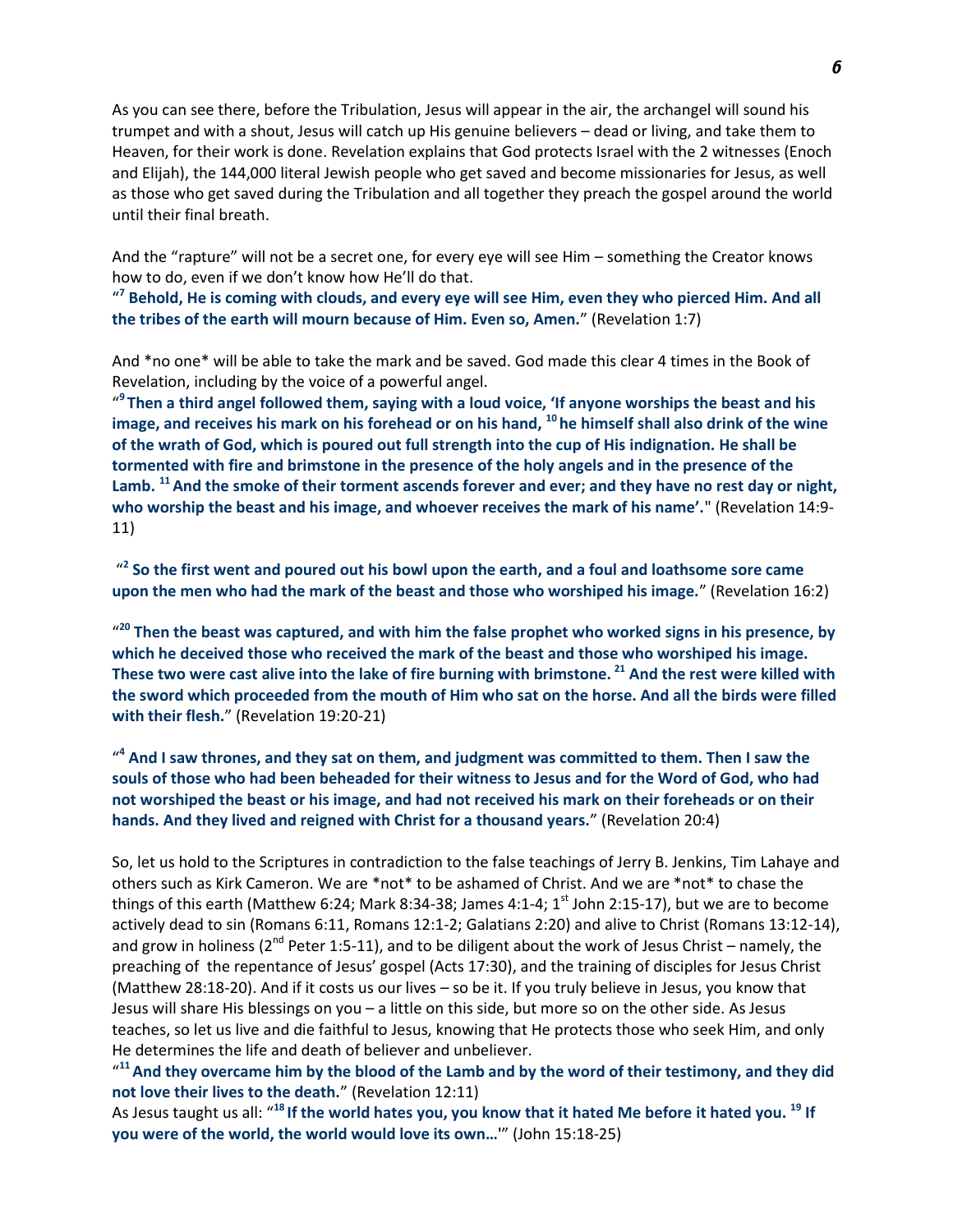As you can see there, before the Tribulation, Jesus will appear in the air, the archangel will sound his trumpet and with a shout, Jesus will catch up His genuine believers – dead or living, and take them to Heaven, for their work is done. Revelation explains that God protects Israel with the 2 witnesses (Enoch and Elijah), the 144,000 literal Jewish people who get saved and become missionaries for Jesus, as well as those who get saved during the Tribulation and all together they preach the gospel around the world until their final breath.

And the "rapture" will not be a secret one, for every eye will see Him – something the Creator knows how to do, even if we don't know how He'll do that.

"[7] **Behold, He is coming with clouds, and every eye will see Him, even they who pierced Him. And all the tribes of the earth will mourn because of Him. Even so, Amen.**" (Revelation 1:7)

And *no one* will be able to take the mark and be saved. God made this clear 4 times in the Book of Revelation, including by the voice of a powerful angel.

"[9] **Then a third angel followed them, saying with a loud voice, 'If anyone worships the beast and his image, and receives his mark on his forehead or on his hand, [10] he himself shall also drink of the wine of the wrath of God, which is poured out full strength into the cup of His indignation. He shall be tormented with fire and brimstone in the presence of the holy angels and in the presence of the Lamb. [11] And the smoke of their torment ascends forever and ever; and they have no rest day or night, who worship the beast and his image, and whoever receives the mark of his name'.**" (Revelation 14:9-11)

"[2] **So the first went and poured out his bowl upon the earth, and a foul and loathsome sore came upon the men who had the mark of the beast and those who worshiped his image.**" (Revelation 16:2)

"[20] **Then the beast was captured, and with him the false prophet who worked signs in his presence, by which he deceived those who received the mark of the beast and those who worshiped his image. These two were cast alive into the lake of fire burning with brimstone. [21] And the rest were killed with the sword which proceeded from the mouth of Him who sat on the horse. And all the birds were filled with their flesh.**" (Revelation 19:20-21)

"[4] **And I saw thrones, and they sat on them, and judgment was committed to them. Then I saw the souls of those who had been beheaded for their witness to Jesus and for the Word of God, who had not worshiped the beast or his image, and had not received his mark on their foreheads or on their hands. And they lived and reigned with Christ for a thousand years.**" (Revelation 20:4)

So, let us hold to the Scriptures in contradiction to the false teachings of Jerry B. Jenkins, Tim Lahaye and others such as Kirk Cameron. We are *not* to be ashamed of Christ. And we are *not* to chase the things of this earth (Matthew 6:24; Mark 8:34-38; James 4:1-4; 1st John 2:15-17), but we are to become actively dead to sin (Romans 6:11, Romans 12:1-2; Galatians 2:20) and alive to Christ (Romans 13:12-14), and grow in holiness (2nd Peter 1:5-11), and to be diligent about the work of Jesus Christ – namely, the preaching of the repentance of Jesus' gospel (Acts 17:30), and the training of disciples for Jesus Christ (Matthew 28:18-20). And if it costs us our lives – so be it. If you truly believe in Jesus, you know that Jesus will share His blessings on you – a little on this side, but more so on the other side. As Jesus teaches, so let us live and die faithful to Jesus, knowing that He protects those who seek Him, and only He determines the life and death of believer and unbeliever.

"[11] **And they overcame him by the blood of the Lamb and by the word of their testimony, and they did not love their lives to the death.**" (Revelation 12:11)

As Jesus taught us all: "[18] **If the world hates you, you know that it hated Me before it hated you. [19] If you were of the world, the world would love its own…'**" (John 15:18-25)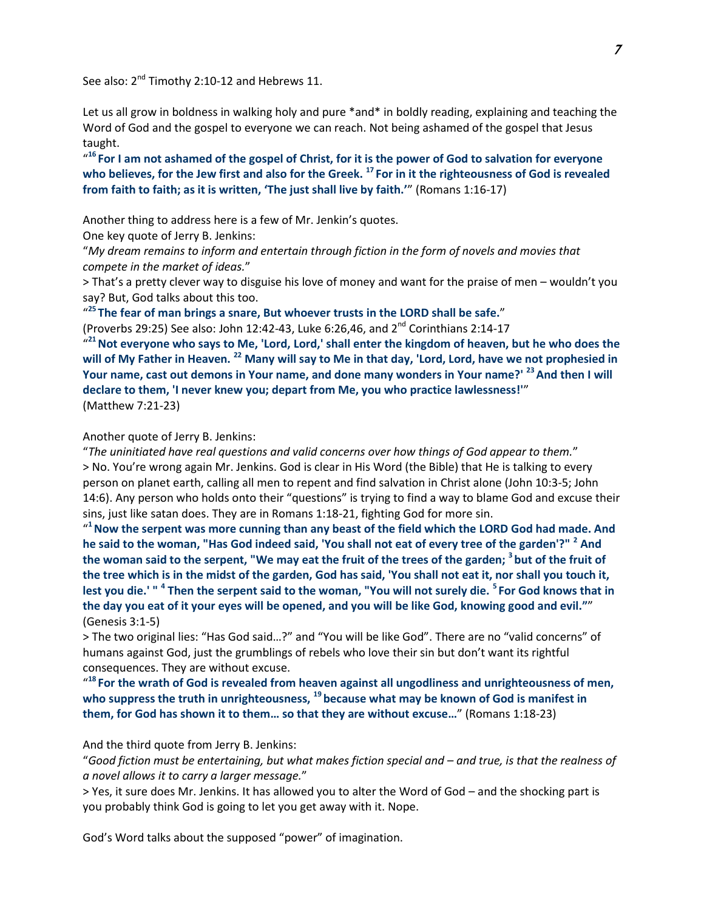See also: 2nd Timothy 2:10-12 and Hebrews 11.

Let us all grow in boldness in walking holy and pure *and* in boldly reading, explaining and teaching the Word of God and the gospel to everyone we can reach. Not being ashamed of the gospel that Jesus taught.

"[16] **For I am not ashamed of the gospel of Christ, for it is the power of God to salvation for everyone who believes, for the Jew first and also for the Greek. [17] For in it the righteousness of God is revealed from faith to faith; as it is written, 'The just shall live by faith.'**" (Romans 1:16-17)

Another thing to address here is a few of Mr. Jenkin's quotes.

One key quote of Jerry B. Jenkins:

"*My dream remains to inform and entertain through fiction in the form of novels and movies that compete in the market of ideas.*"

> That's a pretty clever way to disguise his love of money and want for the praise of men – wouldn't you say? But, God talks about this too.

"[25] **The fear of man brings a snare, But whoever trusts in the LORD shall be safe.**"

(Proverbs 29:25) See also: John 12:42-43, Luke 6:26,46, and 2nd Corinthians 2:14-17

"[21] **Not everyone who says to Me, 'Lord, Lord,' shall enter the kingdom of heaven, but he who does the will of My Father in Heaven. [22] Many will say to Me in that day, 'Lord, Lord, have we not prophesied in Your name, cast out demons in Your name, and done many wonders in Your name?' [23] And then I will declare to them, 'I never knew you; depart from Me, you who practice lawlessness!'**"

(Matthew 7:21-23)

Another quote of Jerry B. Jenkins:

"*The uninitiated have real questions and valid concerns over how things of God appear to them.*"

> No. You're wrong again Mr. Jenkins. God is clear in His Word (the Bible) that He is talking to every person on planet earth, calling all men to repent and find salvation in Christ alone (John 10:3-5; John 14:6). Any person who holds onto their "questions" is trying to find a way to blame God and excuse their sins, just like satan does. They are in Romans 1:18-21, fighting God for more sin.

"[1] **Now the serpent was more cunning than any beast of the field which the LORD God had made. And he said to the woman, "Has God indeed said, 'You shall not eat of every tree of the garden'?" [2] And the woman said to the serpent, "We may eat the fruit of the trees of the garden; [3] but of the fruit of the tree which is in the midst of the garden, God has said, 'You shall not eat it, nor shall you touch it, lest you die.' " [4] Then the serpent said to the woman, "You will not surely die. [5] For God knows that in the day you eat of it your eyes will be opened, and you will be like God, knowing good and evil.""**

(Genesis 3:1-5)

> The two original lies: "Has God said…?" and "You will be like God". There are no "valid concerns" of humans against God, just the grumblings of rebels who love their sin but don't want its rightful consequences. They are without excuse.

"[18] **For the wrath of God is revealed from heaven against all ungodliness and unrighteousness of men, who suppress the truth in unrighteousness, [19] because what may be known of God is manifest in them, for God has shown it to them… so that they are without excuse…**" (Romans 1:18-23)

And the third quote from Jerry B. Jenkins:

"*Good fiction must be entertaining, but what makes fiction special and – and true, is that the realness of a novel allows it to carry a larger message.*"

> Yes, it sure does Mr. Jenkins. It has allowed you to alter the Word of God – and the shocking part is you probably think God is going to let you get away with it. Nope.

God's Word talks about the supposed "power" of imagination.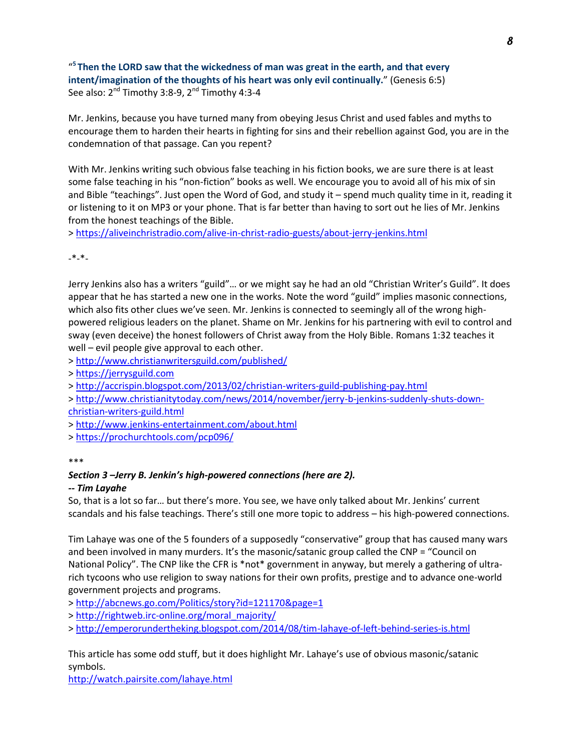"[5] **Then the LORD saw that the wickedness of man was great in the earth, and that every intent/imagination of the thoughts of his heart was only evil continually.**" (Genesis 6:5)
See also: 2nd Timothy 3:8-9, 2nd Timothy 4:3-4

Mr. Jenkins, because you have turned many from obeying Jesus Christ and used fables and myths to encourage them to harden their hearts in fighting for sins and their rebellion against God, you are in the condemnation of that passage. Can you repent?

With Mr. Jenkins writing such obvious false teaching in his fiction books, we are sure there is at least some false teaching in his "non-fiction" books as well. We encourage you to avoid all of his mix of sin and Bible "teachings". Just open the Word of God, and study it – spend much quality time in it, reading it or listening to it on MP3 or your phone. That is far better than having to sort out he lies of Mr. Jenkins from the honest teachings of the Bible.
> https://aliveinchristradio.com/alive-in-christ-radio-guests/about-jerry-jenkins.html

-*-*-

Jerry Jenkins also has a writers "guild"… or we might say he had an old "Christian Writer's Guild". It does appear that he has started a new one in the works. Note the word "guild" implies masonic connections, which also fits other clues we've seen. Mr. Jenkins is connected to seemingly all of the wrong high-powered religious leaders on the planet. Shame on Mr. Jenkins for his partnering with evil to control and sway (even deceive) the honest followers of Christ away from the Holy Bible. Romans 1:32 teaches it well – evil people give approval to each other.
> http://www.christianwritersguild.com/published/
> https://jerrysguild.com
> http://accrispin.blogspot.com/2013/02/christian-writers-guild-publishing-pay.html
> http://www.christianitytoday.com/news/2014/november/jerry-b-jenkins-suddenly-shuts-down-christian-writers-guild.html
> http://www.jenkins-entertainment.com/about.html
> https://prochurchtools.com/pcp096/

***

***Section 3 –Jerry B. Jenkin's high-powered connections (here are 2).***
***-- Tim Layahe***

So, that is a lot so far… but there's more. You see, we have only talked about Mr. Jenkins' current scandals and his false teachings. There's still one more topic to address – his high-powered connections.

Tim Lahaye was one of the 5 founders of a supposedly "conservative" group that has caused many wars and been involved in many murders. It's the masonic/satanic group called the CNP = "Council on National Policy". The CNP like the CFR is *not* government in anyway, but merely a gathering of ultra-rich tycoons who use religion to sway nations for their own profits, prestige and to advance one-world government projects and programs.
> http://abcnews.go.com/Politics/story?id=121170&page=1
> http://rightweb.irc-online.org/moral_majority/
> http://emperorundertheking.blogspot.com/2014/08/tim-lahaye-of-left-behind-series-is.html

This article has some odd stuff, but it does highlight Mr. Lahaye's use of obvious masonic/satanic symbols.
http://watch.pairsite.com/lahaye.html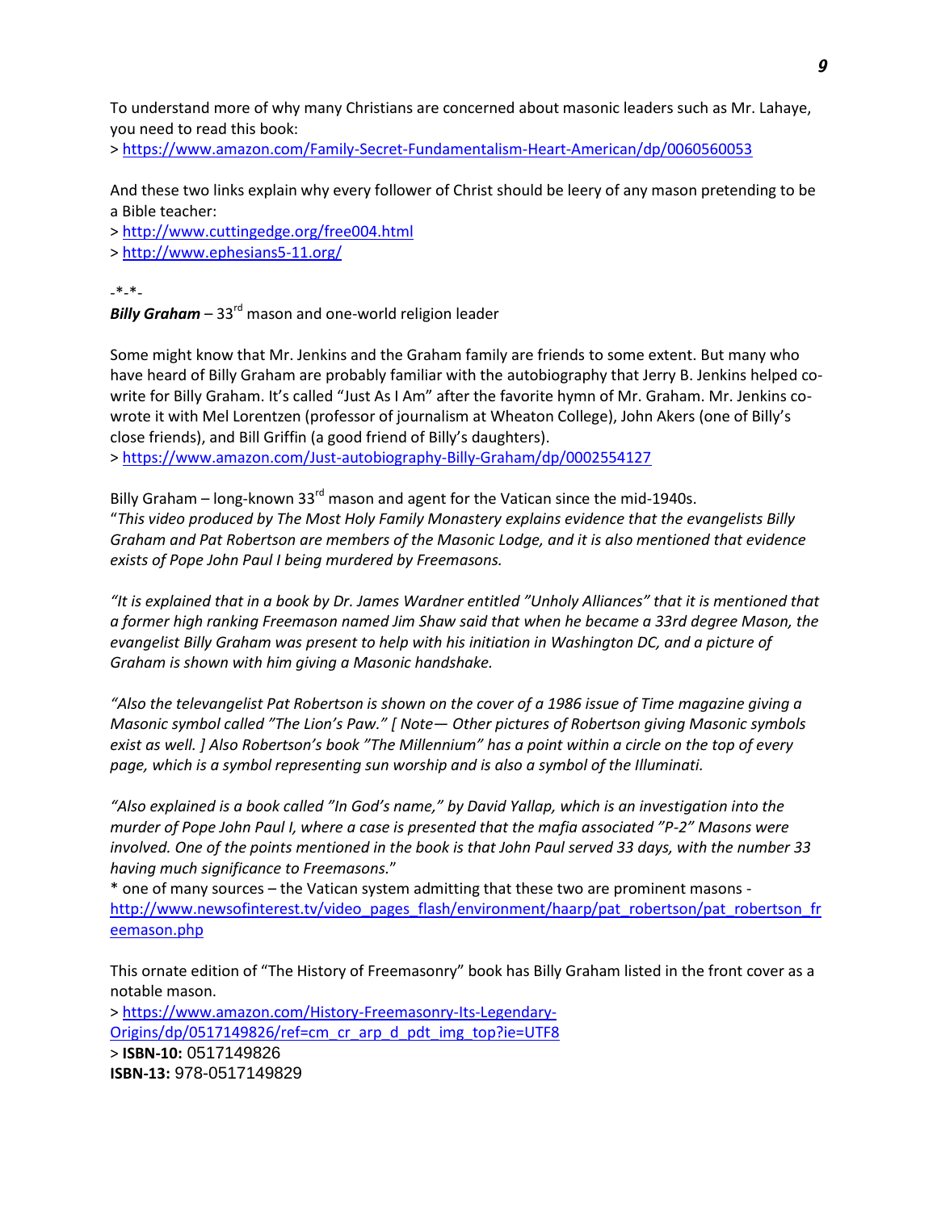To understand more of why many Christians are concerned about masonic leaders such as Mr. Lahaye, you need to read this book:
> https://www.amazon.com/Family-Secret-Fundamentalism-Heart-American/dp/0060560053

And these two links explain why every follower of Christ should be leery of any mason pretending to be a Bible teacher:
> http://www.cuttingedge.org/free004.html
> http://www.ephesians5-11.org/

-*-*-

***Billy Graham*** – 33rd mason and one-world religion leader

Some might know that Mr. Jenkins and the Graham family are friends to some extent. But many who have heard of Billy Graham are probably familiar with the autobiography that Jerry B. Jenkins helped co-write for Billy Graham. It's called "Just As I Am" after the favorite hymn of Mr. Graham. Mr. Jenkins co-wrote it with Mel Lorentzen (professor of journalism at Wheaton College), John Akers (one of Billy's close friends), and Bill Griffin (a good friend of Billy's daughters).
> https://www.amazon.com/Just-autobiography-Billy-Graham/dp/0002554127

Billy Graham – long-known 33rd mason and agent for the Vatican since the mid-1940s.
"*This video produced by The Most Holy Family Monastery explains evidence that the evangelists Billy Graham and Pat Robertson are members of the Masonic Lodge, and it is also mentioned that evidence exists of Pope John Paul I being murdered by Freemasons.*

*"It is explained that in a book by Dr. James Wardner entitled "Unholy Alliances" that it is mentioned that a former high ranking Freemason named Jim Shaw said that when he became a 33rd degree Mason, the evangelist Billy Graham was present to help with his initiation in Washington DC, and a picture of Graham is shown with him giving a Masonic handshake.*

*"Also the televangelist Pat Robertson is shown on the cover of a 1986 issue of Time magazine giving a Masonic symbol called "The Lion's Paw." [ Note— Other pictures of Robertson giving Masonic symbols exist as well. ] Also Robertson's book "The Millennium" has a point within a circle on the top of every page, which is a symbol representing sun worship and is also a symbol of the Illuminati.*

*"Also explained is a book called "In God's name," by David Yallap, which is an investigation into the murder of Pope John Paul I, where a case is presented that the mafia associated "P-2" Masons were involved. One of the points mentioned in the book is that John Paul served 33 days, with the number 33 having much significance to Freemasons.*"
* one of many sources – the Vatican system admitting that these two are prominent masons - http://www.newsofinterest.tv/video_pages_flash/environment/haarp/pat_robertson/pat_robertson_freemason.php

This ornate edition of "The History of Freemasonry" book has Billy Graham listed in the front cover as a notable mason.
> https://www.amazon.com/History-Freemasonry-Its-Legendary-Origins/dp/0517149826/ref=cm_cr_arp_d_pdt_img_top?ie=UTF8
> **ISBN-10:** 0517149826
**ISBN-13:** 978-0517149829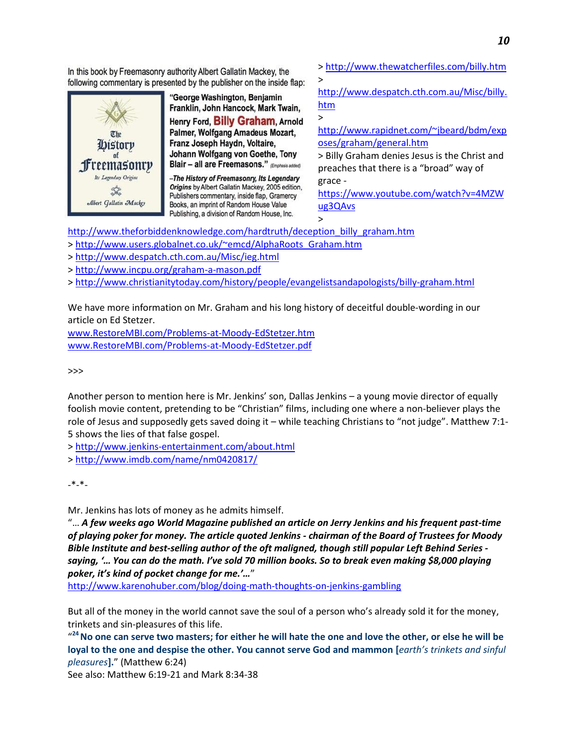In this book by Freemasonry authority Albert Gallatin Mackey, the following commentary is presented by the publisher on the inside flap:

"George Washington, Benjamin Franklin, John Hancock, Mark Twain, Henry Ford, **Billy Graham**, Arnold Palmer, Wolfgang Amadeus Mozart, Franz Joseph Haydn, Voltaire, Johann Wolfgang von Goethe, Tony Blair – all are Freemasons." *(Emphasis added)*

–***The History of Freemasonry, Its Legendary Origins*** by Albert Gallatin Mackey, 2005 edition, Publishers commentary, inside flap, Gramercy Books, an imprint of Random House Value Publishing, a division of Random House, Inc.

> http://www.thewatcherfiles.com/billy.htm
> http://www.despatch.cth.com.au/Misc/billy.htm
> http://www.rapidnet.com/~jbeard/bdm/exposes/graham/general.htm
> Billy Graham denies Jesus is the Christ and preaches that there is a "broad" way of grace - https://www.youtube.com/watch?v=4MZWug3QAvs
> http://www.theforbiddenknowledge.com/hardtruth/deception_billy_graham.htm
> http://www.users.globalnet.co.uk/~emcd/AlphaRoots_Graham.htm
> http://www.despatch.cth.com.au/Misc/ieg.html
> http://www.incpu.org/graham-a-mason.pdf
> http://www.christianitytoday.com/history/people/evangelistsandapologists/billy-graham.html

We have more information on Mr. Graham and his long history of deceitful double-wording in our article on Ed Stetzer.
www.RestoreMBI.com/Problems-at-Moody-EdStetzer.htm
www.RestoreMBI.com/Problems-at-Moody-EdStetzer.pdf

>>>

Another person to mention here is Mr. Jenkins' son, Dallas Jenkins – a young movie director of equally foolish movie content, pretending to be "Christian" films, including one where a non-believer plays the role of Jesus and supposedly gets saved doing it – while teaching Christians to "not judge". Matthew 7:1-5 shows the lies of that false gospel.
> http://www.jenkins-entertainment.com/about.html
> http://www.imdb.com/name/nm0420817/

-*-*-

Mr. Jenkins has lots of money as he admits himself.
"… ***A few weeks ago World Magazine published an article on Jerry Jenkins and his frequent past-time of playing poker for money. The article quoted Jenkins - chairman of the Board of Trustees for Moody Bible Institute and best-selling author of the oft maligned, though still popular Left Behind Series - saying, '… You can do the math. I've sold 70 million books. So to break even making $8,000 playing poker, it's kind of pocket change for me.'…***"
http://www.karenohuber.com/blog/doing-math-thoughts-on-jenkins-gambling

But all of the money in the world cannot save the soul of a person who's already sold it for the money, trinkets and sin-pleasures of this life.
"[24] **No one can serve two masters; for either he will hate the one and love the other, or else he will be loyal to the one and despise the other. You cannot serve God and mammon [*earth's trinkets and sinful pleasures*].**" (Matthew 6:24)
See also: Matthew 6:19-21 and Mark 8:34-38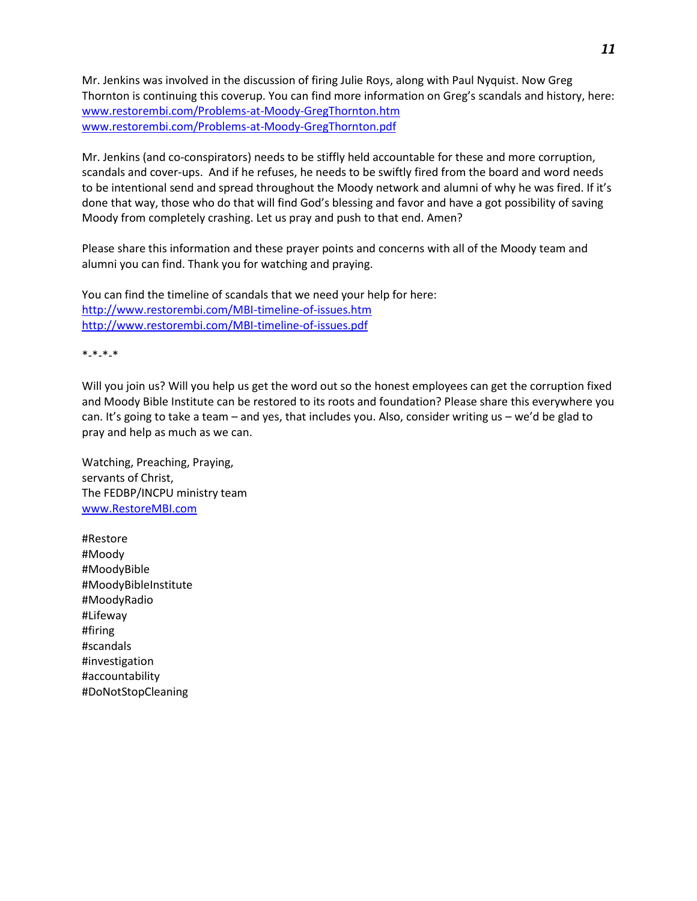Mr. Jenkins was involved in the discussion of firing Julie Roys, along with Paul Nyquist. Now Greg Thornton is continuing this coverup. You can find more information on Greg's scandals and history, here:
www.restorembi.com/Problems-at-Moody-GregThornton.htm
www.restorembi.com/Problems-at-Moody-GregThornton.pdf

Mr. Jenkins (and co-conspirators) needs to be stiffly held accountable for these and more corruption, scandals and cover-ups. And if he refuses, he needs to be swiftly fired from the board and word needs to be intentional send and spread throughout the Moody network and alumni of why he was fired. If it's done that way, those who do that will find God's blessing and favor and have a got possibility of saving Moody from completely crashing. Let us pray and push to that end. Amen?

Please share this information and these prayer points and concerns with all of the Moody team and alumni you can find. Thank you for watching and praying.

You can find the timeline of scandals that we need your help for here:
http://www.restorembi.com/MBI-timeline-of-issues.htm
http://www.restorembi.com/MBI-timeline-of-issues.pdf

*-*-*-*

Will you join us? Will you help us get the word out so the honest employees can get the corruption fixed and Moody Bible Institute can be restored to its roots and foundation? Please share this everywhere you can. It's going to take a team – and yes, that includes you. Also, consider writing us – we'd be glad to pray and help as much as we can.

Watching, Preaching, Praying,
servants of Christ,
The FEDBP/INCPU ministry team
www.RestoreMBI.com

#Restore
#Moody
#MoodyBible
#MoodyBibleInstitute
#MoodyRadio
#Lifeway
#firing
#scandals
#investigation
#accountability
#DoNotStopCleaning